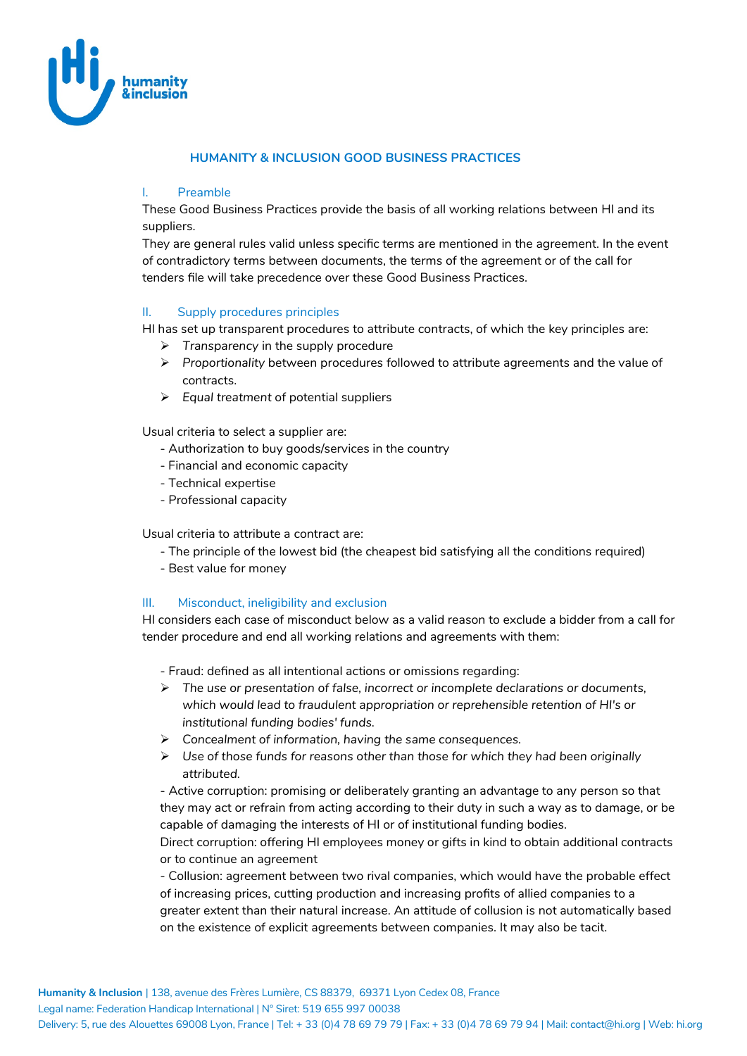# HUMANITY & INCLUSION GOOD BUSINESS PRACTICES

## I. Preamble

These Good Business Practices provide the basis of all working relations between HI and its suppliers.

They are general rules valid unless specific terms are mentioned in the agreement. In the event of contradictory terms between documents, the terms of the agreement or of the call for tenders file will take precedence over these Good Business Practices.

## II. Supply procedures principles

HI has set up transparent procedures to attribute contracts, of which the key principles are:

- *Transparency* in the supply procedure
- *Proportionality* between procedures followed to attribute agreements and the value of contracts.
- *Equal treatment* of potential suppliers

Usual criteria to select a supplier are:

- Authorization to buy goods/services in the country
- Financial and economic capacity
- Technical expertise
- Professional capacity

Usual criteria to attribute a contract are:

- The principle of the lowest bid (the cheapest bid satisfying all the conditions required)
- Best value for money

## III. Misconduct, ineligibility and exclusion

HI considers each case of misconduct below as a valid reason to exclude a bidder from a call for tender procedure and end all working relations and agreements with them:

- Fraud: defined as all intentional actions or omissions regarding:
  - *The use or presentation of false, incorrect or incomplete declarations or documents, which would lead to fraudulent appropriation or reprehensible retention of HI's or institutional funding bodies' funds.*
  - *Concealment of information, having the same consequences.*
  - *Use of those funds for reasons other than those for which they had been originally attributed.*
- Active corruption: promising or deliberately granting an advantage to any person so that they may act or refrain from acting according to their duty in such a way as to damage, or be capable of damaging the interests of HI or of institutional funding bodies.

  Direct corruption: offering HI employees money or gifts in kind to obtain additional contracts or to continue an agreement
- Collusion: agreement between two rival companies, which would have the probable effect of increasing prices, cutting production and increasing profits of allied companies to a greater extent than their natural increase. An attitude of collusion is not automatically based on the existence of explicit agreements between companies. It may also be tacit.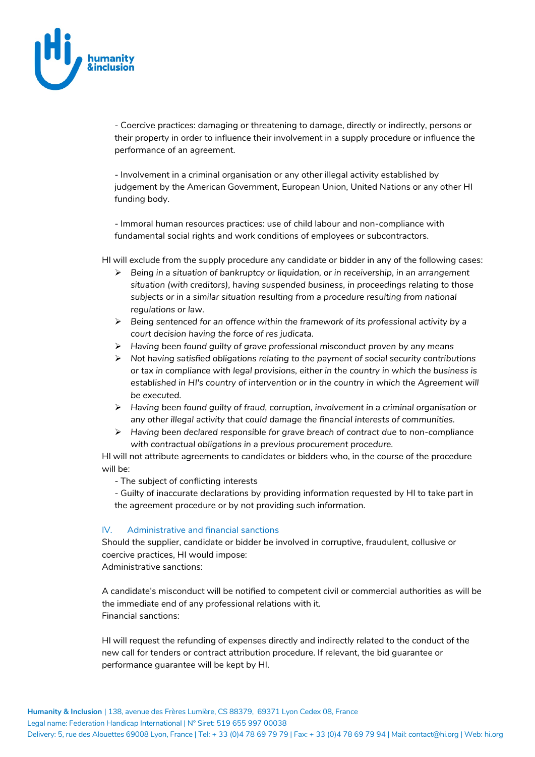- Coercive practices: damaging or threatening to damage, directly or indirectly, persons or their property in order to influence their involvement in a supply procedure or influence the performance of an agreement.

- Involvement in a criminal organisation or any other illegal activity established by judgement by the American Government, European Union, United Nations or any other HI funding body.

- Immoral human resources practices: use of child labour and non-compliance with fundamental social rights and work conditions of employees or subcontractors.

HI will exclude from the supply procedure any candidate or bidder in any of the following cases:

- *Being in a situation of bankruptcy or liquidation, or in receivership, in an arrangement situation (with creditors), having suspended business, in proceedings relating to those subjects or in a similar situation resulting from a procedure resulting from national regulations or law.*
- *Being sentenced for an offence within the framework of its professional activity by a court decision having the force of res judicata.*
- *Having been found guilty of grave professional misconduct proven by any means*
- *Not having satisfied obligations relating to the payment of social security contributions or tax in compliance with legal provisions, either in the country in which the business is established in HI's country of intervention or in the country in which the Agreement will be executed.*
- *Having been found guilty of fraud, corruption, involvement in a criminal organisation or any other illegal activity that could damage the financial interests of communities.*
- *Having been declared responsible for grave breach of contract due to non-compliance with contractual obligations in a previous procurement procedure.*

HI will not attribute agreements to candidates or bidders who, in the course of the procedure will be:

- The subject of conflicting interests
- Guilty of inaccurate declarations by providing information requested by HI to take part in the agreement procedure or by not providing such information.

## IV. Administrative and financial sanctions

Should the supplier, candidate or bidder be involved in corruptive, fraudulent, collusive or coercive practices, HI would impose:
Administrative sanctions:

A candidate's misconduct will be notified to competent civil or commercial authorities as will be the immediate end of any professional relations with it.
Financial sanctions:

HI will request the refunding of expenses directly and indirectly related to the conduct of the new call for tenders or contract attribution procedure. If relevant, the bid guarantee or performance guarantee will be kept by HI.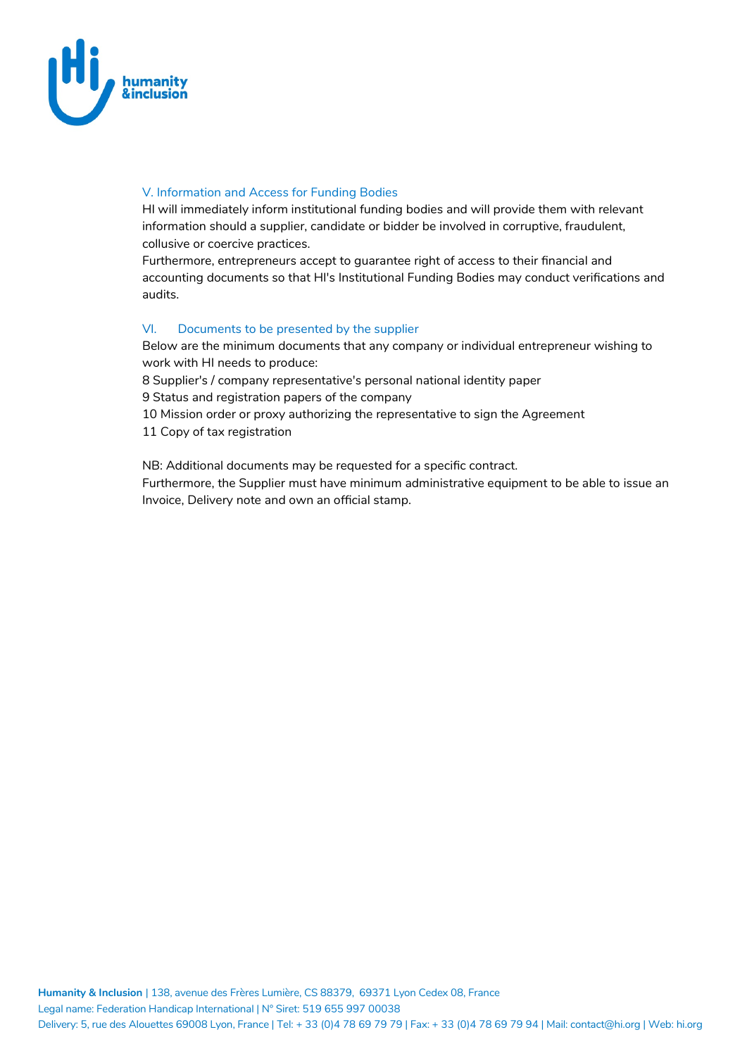## V. Information and Access for Funding Bodies

HI will immediately inform institutional funding bodies and will provide them with relevant information should a supplier, candidate or bidder be involved in corruptive, fraudulent, collusive or coercive practices.

Furthermore, entrepreneurs accept to guarantee right of access to their financial and accounting documents so that HI's Institutional Funding Bodies may conduct verifications and audits.

## VI. Documents to be presented by the supplier

Below are the minimum documents that any company or individual entrepreneur wishing to work with HI needs to produce:

8 Supplier's / company representative's personal national identity paper

9 Status and registration papers of the company

10 Mission order or proxy authorizing the representative to sign the Agreement

11 Copy of tax registration

NB: Additional documents may be requested for a specific contract.

Furthermore, the Supplier must have minimum administrative equipment to be able to issue an Invoice, Delivery note and own an official stamp.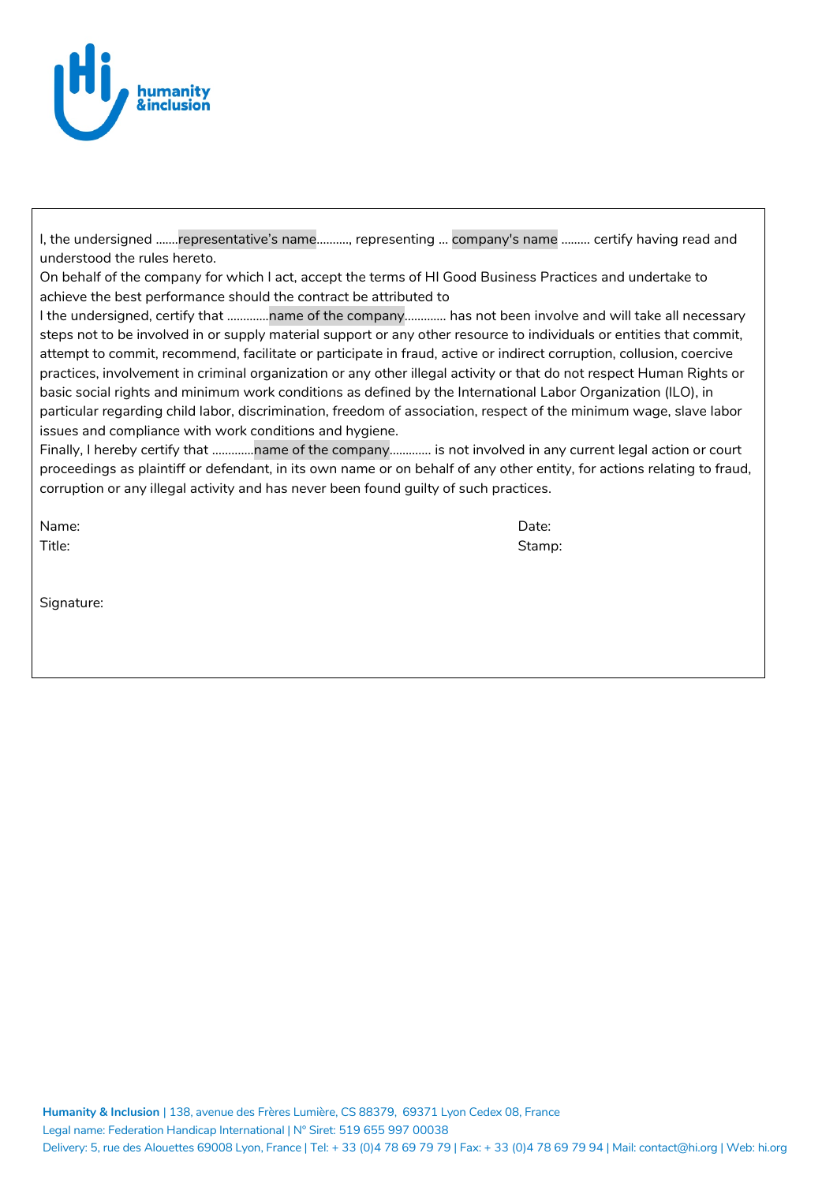I, the undersigned .......representative's name.........., representing ... company's name ......... certify having read and understood the rules hereto.

On behalf of the company for which I act, accept the terms of HI Good Business Practices and undertake to achieve the best performance should the contract be attributed to

I the undersigned, certify that ............name of the company............ has not been involve and will take all necessary steps not to be involved in or supply material support or any other resource to individuals or entities that commit, attempt to commit, recommend, facilitate or participate in fraud, active or indirect corruption, collusion, coercive practices, involvement in criminal organization or any other illegal activity or that do not respect Human Rights or basic social rights and minimum work conditions as defined by the International Labor Organization (ILO), in particular regarding child labor, discrimination, freedom of association, respect of the minimum wage, slave labor issues and compliance with work conditions and hygiene.

Finally, I hereby certify that ............name of the company............ is not involved in any current legal action or court proceedings as plaintiff or defendant, in its own name or on behalf of any other entity, for actions relating to fraud, corruption or any illegal activity and has never been found guilty of such practices.

Name:

Title:

Date:

Stamp:

Signature: